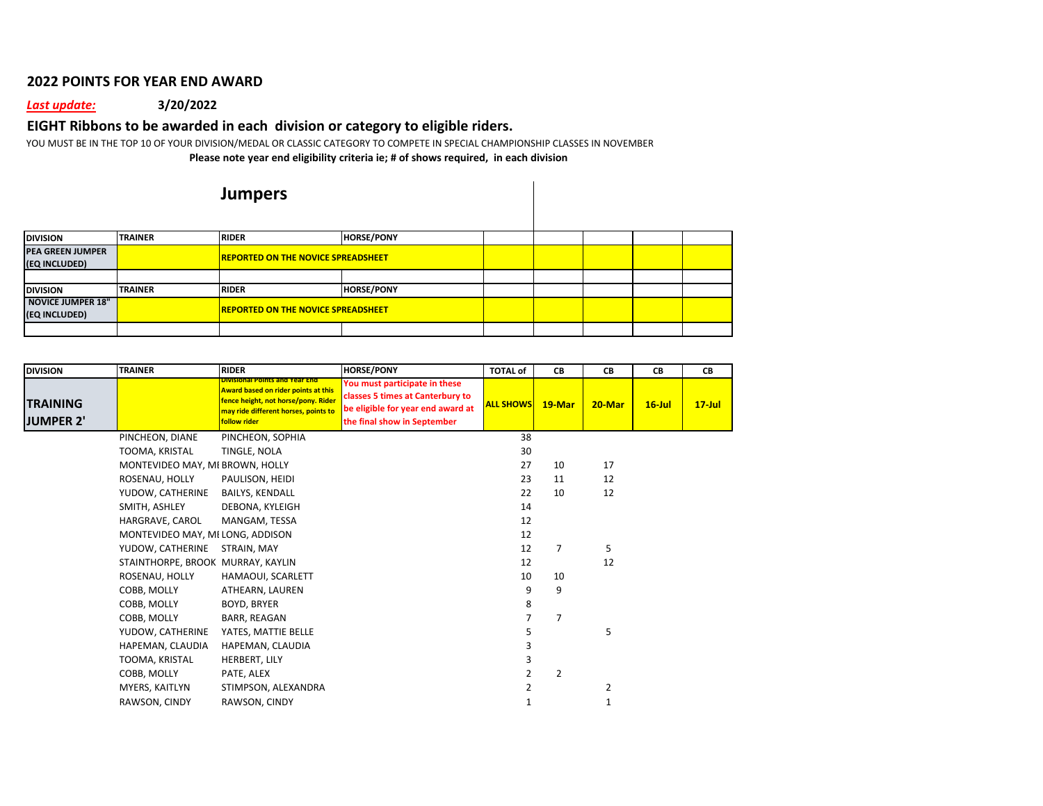## 2022 POINTS FOR YEAR END AWARD

*Last update:* **3/20/2022**

### EIGHT Ribbons to be awarded in each division or category to eligible riders.

YOU MUST BE IN THE TOP 10 OF YOUR DIVISION/MEDAL OR CLASSIC CATEGORY TO COMPETE IN SPECIAL CHAMPIONSHIP CLASSES IN NOVEMBER

**Please note year end eligibility criteria ie; # of shows required, in each division**

## Jumpers

| DIVISION | TRAINER | RIDER | HORSE/PONY | | | | | |
|---|---|---|---|---|---|---|---|---|
| PEA GREEN JUMPER (EQ INCLUDED) | | REPORTED ON THE NOVICE SPREADSHEET | | | | | | |
| | | | | | | | | |
| DIVISION | TRAINER | RIDER | HORSE/PONY | | | | | |
| NOVICE JUMPER 18" (EQ INCLUDED) | | REPORTED ON THE NOVICE SPREADSHEET | | | | | | |
| | | | | | | | | |

| DIVISION | TRAINER | RIDER | HORSE/PONY | TOTAL of | CB | CB | CB | CB |
|---|---|---|---|---|---|---|---|---|
| TRAINING JUMPER 2' | | Divisional Points and Year End Award based on rider points at this fence height, not horse/pony. Rider may ride different horses, points to follow rider | You must participate in these classes 5 times at Canterbury to be eligible for year end award at the final show in September | ALL SHOWS | 19-Mar | 20-Mar | 16-Jul | 17-Jul |
| | PINCHEON, DIANE | PINCHEON, SOPHIA | | 38 | | | | |
| | TOOMA, KRISTAL | TINGLE, NOLA | | 30 | | | | |
| | MONTEVIDEO MAY, MI | BROWN, HOLLY | | 27 | 10 | 17 | | |
| | ROSENAU, HOLLY | PAULISON, HEIDI | | 23 | 11 | 12 | | |
| | YUDOW, CATHERINE | BAILYS, KENDALL | | 22 | 10 | 12 | | |
| | SMITH, ASHLEY | DEBONA, KYLEIGH | | 14 | | | | |
| | HARGRAVE, CAROL | MANGAM, TESSA | | 12 | | | | |
| | MONTEVIDEO MAY, MI | LONG, ADDISON | | 12 | | | | |
| | YUDOW, CATHERINE | STRAIN, MAY | | 12 | 7 | 5 | | |
| | STAINTHORPE, BROOK | MURRAY, KAYLIN | | 12 | | 12 | | |
| | ROSENAU, HOLLY | HAMAOUI, SCARLETT | | 10 | 10 | | | |
| | COBB, MOLLY | ATHEARN, LAUREN | | 9 | 9 | | | |
| | COBB, MOLLY | BOYD, BRYER | | 8 | | | | |
| | COBB, MOLLY | BARR, REAGAN | | 7 | 7 | | | |
| | YUDOW, CATHERINE | YATES, MATTIE BELLE | | 5 | | 5 | | |
| | HAPEMAN, CLAUDIA | HAPEMAN, CLAUDIA | | 3 | | | | |
| | TOOMA, KRISTAL | HERBERT, LILY | | 3 | | | | |
| | COBB, MOLLY | PATE, ALEX | | 2 | 2 | | | |
| | MYERS, KAITLYN | STIMPSON, ALEXANDRA | | 2 | | 2 | | |
| | RAWSON, CINDY | RAWSON, CINDY | | 1 | | 1 | | |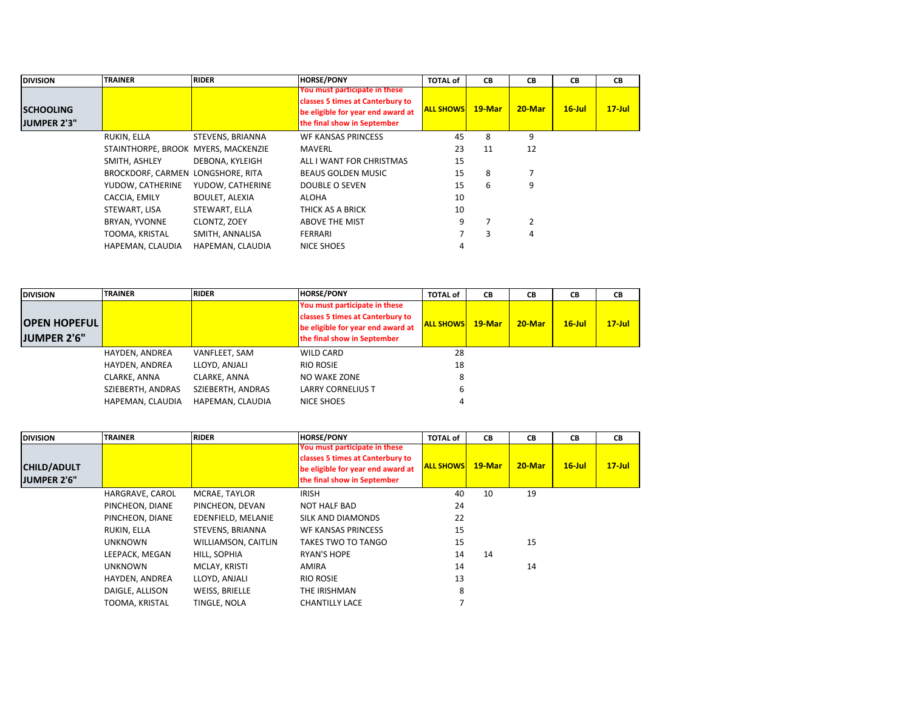| DIVISION | TRAINER | RIDER | HORSE/PONY | TOTAL of | CB | CB | CB | CB |
|---|---|---|---|---|---|---|---|---|
| SCHOOLING JUMPER 2'3" | | | You must participate in these classes 5 times at Canterbury to be eligible for year end award at the final show in September | ALL SHOWS | 19-Mar | 20-Mar | 16-Jul | 17-Jul |
| | RUKIN, ELLA | STEVENS, BRIANNA | WF KANSAS PRINCESS | 45 | 8 | 9 | | |
| | STAINTHORPE, BROOK | MYERS, MACKENZIE | MAVERL | 23 | 11 | 12 | | |
| | SMITH, ASHLEY | DEBONA, KYLEIGH | ALL I WANT FOR CHRISTMAS | 15 | | | | |
| | BROCKDORF, CARMEN | LONGSHORE, RITA | BEAUS GOLDEN MUSIC | 15 | 8 | 7 | | |
| | YUDOW, CATHERINE | YUDOW, CATHERINE | DOUBLE O SEVEN | 15 | 6 | 9 | | |
| | CACCIA, EMILY | BOULET, ALEXIA | ALOHA | 10 | | | | |
| | STEWART, LISA | STEWART, ELLA | THICK AS A BRICK | 10 | | | | |
| | BRYAN, YVONNE | CLONTZ, ZOEY | ABOVE THE MIST | 9 | 7 | 2 | | |
| | TOOMA, KRISTAL | SMITH, ANNALISA | FERRARI | 7 | 3 | 4 | | |
| | HAPEMAN, CLAUDIA | HAPEMAN, CLAUDIA | NICE SHOES | 4 | | | | |

| DIVISION | TRAINER | RIDER | HORSE/PONY | TOTAL of | CB | CB | CB | CB |
|---|---|---|---|---|---|---|---|---|
| OPEN HOPEFUL JUMPER 2'6" | | | You must participate in these classes 5 times at Canterbury to be eligible for year end award at the final show in September | ALL SHOWS | 19-Mar | 20-Mar | 16-Jul | 17-Jul |
| | HAYDEN, ANDREA | VANFLEET, SAM | WILD CARD | 28 | | | | |
| | HAYDEN, ANDREA | LLOYD, ANJALI | RIO ROSIE | 18 | | | | |
| | CLARKE, ANNA | CLARKE, ANNA | NO WAKE ZONE | 8 | | | | |
| | SZIEBERTH, ANDRAS | SZIEBERTH, ANDRAS | LARRY CORNELIUS T | 6 | | | | |
| | HAPEMAN, CLAUDIA | HAPEMAN, CLAUDIA | NICE SHOES | 4 | | | | |

| DIVISION | TRAINER | RIDER | HORSE/PONY | TOTAL of | CB | CB | CB | CB |
|---|---|---|---|---|---|---|---|---|
| CHILD/ADULT JUMPER 2'6" | | | You must participate in these classes 5 times at Canterbury to be eligible for year end award at the final show in September | ALL SHOWS | 19-Mar | 20-Mar | 16-Jul | 17-Jul |
| | HARGRAVE, CAROL | MCRAE, TAYLOR | IRISH | 40 | 10 | 19 | | |
| | PINCHEON, DIANE | PINCHEON, DEVAN | NOT HALF BAD | 24 | | | | |
| | PINCHEON, DIANE | EDENFIELD, MELANIE | SILK AND DIAMONDS | 22 | | | | |
| | RUKIN, ELLA | STEVENS, BRIANNA | WF KANSAS PRINCESS | 15 | | | | |
| | UNKNOWN | WILLIAMSON, CAITLIN | TAKES TWO TO TANGO | 15 | | 15 | | |
| | LEEPACK, MEGAN | HILL, SOPHIA | RYAN'S HOPE | 14 | 14 | | | |
| | UNKNOWN | MCLAY, KRISTI | AMIRA | 14 | | 14 | | |
| | HAYDEN, ANDREA | LLOYD, ANJALI | RIO ROSIE | 13 | | | | |
| | DAIGLE, ALLISON | WEISS, BRIELLE | THE IRISHMAN | 8 | | | | |
| | TOOMA, KRISTAL | TINGLE, NOLA | CHANTILLY LACE | 7 | | | | |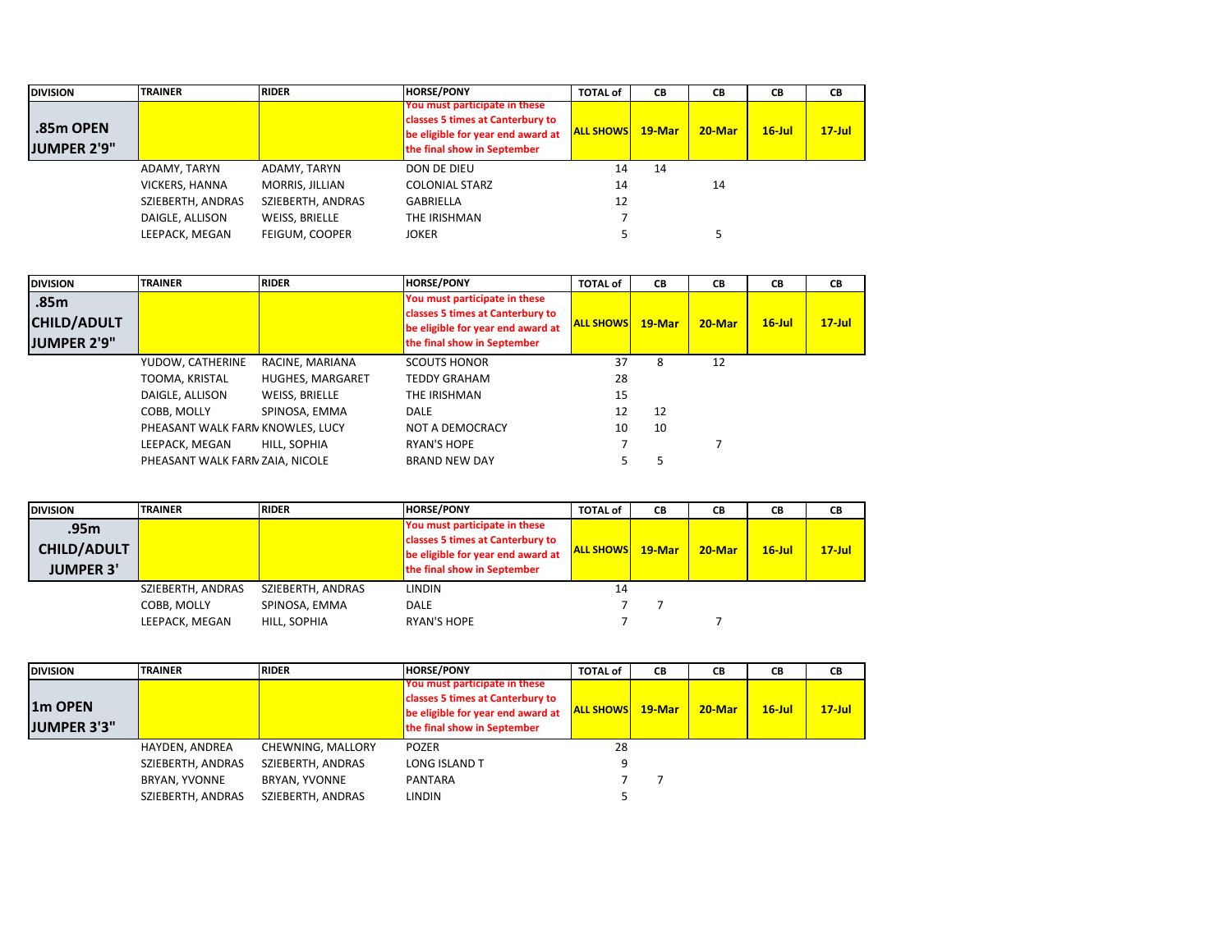| DIVISION | TRAINER | RIDER | HORSE/PONY | TOTAL of | CB | CB | CB | CB |
|---|---|---|---|---|---|---|---|---|
| .85m OPEN JUMPER 2'9" | | | You must participate in these classes 5 times at Canterbury to be eligible for year end award at the final show in September | ALL SHOWS | 19-Mar | 20-Mar | 16-Jul | 17-Jul |
| | ADAMY, TARYN | ADAMY, TARYN | DON DE DIEU | 14 | 14 | | | |
| | VICKERS, HANNA | MORRIS, JILLIAN | COLONIAL STARZ | 14 | | 14 | | |
| | SZIEBERTH, ANDRAS | SZIEBERTH, ANDRAS | GABRIELLA | 12 | | | | |
| | DAIGLE, ALLISON | WEISS, BRIELLE | THE IRISHMAN | 7 | | | | |
| | LEEPACK, MEGAN | FEIGUM, COOPER | JOKER | 5 | | 5 | | |

| DIVISION | TRAINER | RIDER | HORSE/PONY | TOTAL of | CB | CB | CB | CB |
|---|---|---|---|---|---|---|---|---|
| .85m CHILD/ADULT JUMPER 2'9" | | | You must participate in these classes 5 times at Canterbury to be eligible for year end award at the final show in September | ALL SHOWS | 19-Mar | 20-Mar | 16-Jul | 17-Jul |
| | YUDOW, CATHERINE | RACINE, MARIANA | SCOUTS HONOR | 37 | 8 | 12 | | |
| | TOOMA, KRISTAL | HUGHES, MARGARET | TEDDY GRAHAM | 28 | | | | |
| | DAIGLE, ALLISON | WEISS, BRIELLE | THE IRISHMAN | 15 | | | | |
| | COBB, MOLLY | SPINOSA, EMMA | DALE | 12 | 12 | | | |
| | PHEASANT WALK FARM | KNOWLES, LUCY | NOT A DEMOCRACY | 10 | 10 | | | |
| | LEEPACK, MEGAN | HILL, SOPHIA | RYAN'S HOPE | 7 | | 7 | | |
| | PHEASANT WALK FARM | ZAIA, NICOLE | BRAND NEW DAY | 5 | 5 | | | |

| DIVISION | TRAINER | RIDER | HORSE/PONY | TOTAL of | CB | CB | CB | CB |
|---|---|---|---|---|---|---|---|---|
| .95m CHILD/ADULT JUMPER 3' | | | You must participate in these classes 5 times at Canterbury to be eligible for year end award at the final show in September | ALL SHOWS | 19-Mar | 20-Mar | 16-Jul | 17-Jul |
| | SZIEBERTH, ANDRAS | SZIEBERTH, ANDRAS | LINDIN | 14 | | | | |
| | COBB, MOLLY | SPINOSA, EMMA | DALE | 7 | 7 | | | |
| | LEEPACK, MEGAN | HILL, SOPHIA | RYAN'S HOPE | 7 | | 7 | | |

| DIVISION | TRAINER | RIDER | HORSE/PONY | TOTAL of | CB | CB | CB | CB |
|---|---|---|---|---|---|---|---|---|
| 1m OPEN JUMPER 3'3" | | | You must participate in these classes 5 times at Canterbury to be eligible for year end award at the final show in September | ALL SHOWS | 19-Mar | 20-Mar | 16-Jul | 17-Jul |
| | HAYDEN, ANDREA | CHEWNING, MALLORY | POZER | 28 | | | | |
| | SZIEBERTH, ANDRAS | SZIEBERTH, ANDRAS | LONG ISLAND T | 9 | | | | |
| | BRYAN, YVONNE | BRYAN, YVONNE | PANTARA | 7 | 7 | | | |
| | SZIEBERTH, ANDRAS | SZIEBERTH, ANDRAS | LINDIN | 5 | | | | |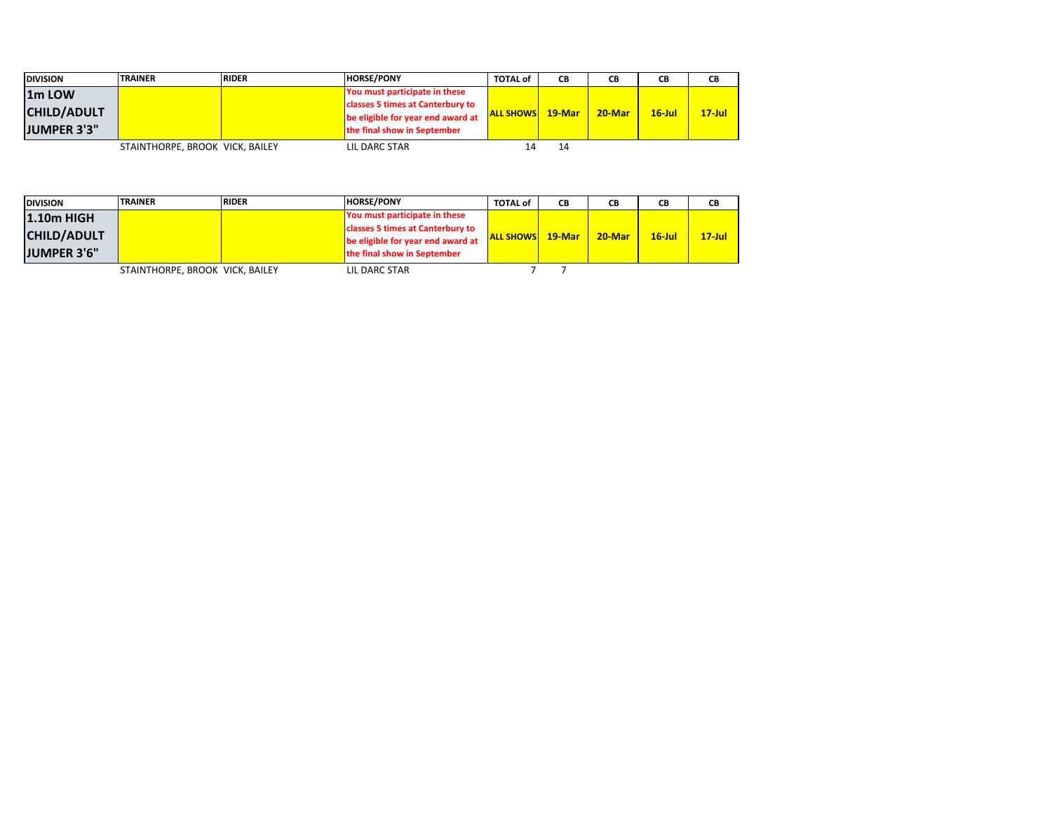| DIVISION | TRAINER | RIDER | HORSE/PONY | TOTAL of | CB | CB | CB | CB |
|---|---|---|---|---|---|---|---|---|
| **1m LOW CHILD/ADULT JUMPER 3'3"** | | | **You must participate in these classes 5 times at Canterbury to be eligible for year end award at the final show in September** | **ALL SHOWS** | **19-Mar** | **20-Mar** | **16-Jul** | **17-Jul** |
| | STAINTHORPE, BROOK | VICK, BAILEY | LIL DARC STAR | 14 | 14 | | | |

| DIVISION | TRAINER | RIDER | HORSE/PONY | TOTAL of | CB | CB | CB | CB |
|---|---|---|---|---|---|---|---|---|
| **1.10m HIGH CHILD/ADULT JUMPER 3'6"** | | | **You must participate in these classes 5 times at Canterbury to be eligible for year end award at the final show in September** | **ALL SHOWS** | **19-Mar** | **20-Mar** | **16-Jul** | **17-Jul** |
| | STAINTHORPE, BROOK | VICK, BAILEY | LIL DARC STAR | 7 | 7 | | | |